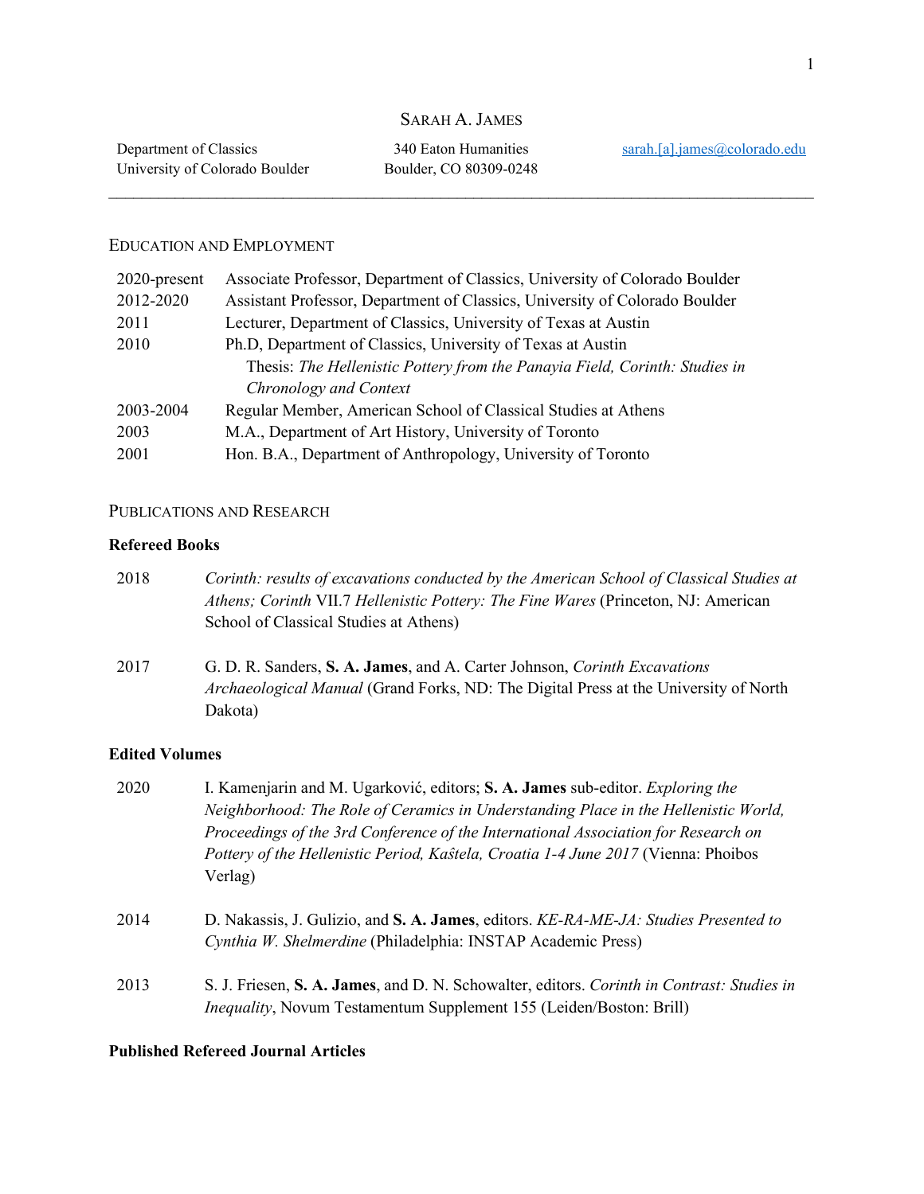# SARAH A. JAMES

Department of Classics
University of Colorado Boulder

340 Eaton Humanities
Boulder, CO 80309-0248

sarah.[a].james@colorado.edu

---

## EDUCATION AND EMPLOYMENT

| | |
|---|---|
| 2020-present | Associate Professor, Department of Classics, University of Colorado Boulder |
| 2012-2020 | Assistant Professor, Department of Classics, University of Colorado Boulder |
| 2011 | Lecturer, Department of Classics, University of Texas at Austin |
| 2010 | Ph.D, Department of Classics, University of Texas at Austin<br>Thesis: *The Hellenistic Pottery from the Panayia Field, Corinth: Studies in Chronology and Context* |
| 2003-2004 | Regular Member, American School of Classical Studies at Athens |
| 2003 | M.A., Department of Art History, University of Toronto |
| 2001 | Hon. B.A., Department of Anthropology, University of Toronto |

## PUBLICATIONS AND RESEARCH

### Refereed Books

2018 — *Corinth: results of excavations conducted by the American School of Classical Studies at Athens; Corinth* VII.7 *Hellenistic Pottery: The Fine Wares* (Princeton, NJ: American School of Classical Studies at Athens)

2017 — G. D. R. Sanders, **S. A. James**, and A. Carter Johnson, *Corinth Excavations Archaeological Manual* (Grand Forks, ND: The Digital Press at the University of North Dakota)

### Edited Volumes

2020 — I. Kamenjarin and M. Ugarković, editors; **S. A. James** sub-editor. *Exploring the Neighborhood: The Role of Ceramics in Understanding Place in the Hellenistic World, Proceedings of the 3rd Conference of the International Association for Research on Pottery of the Hellenistic Period, Kaštela, Croatia 1-4 June 2017* (Vienna: Phoibos Verlag)

2014 — D. Nakassis, J. Gulizio, and **S. A. James**, editors. *KE-RA-ME-JA: Studies Presented to Cynthia W. Shelmerdine* (Philadelphia: INSTAP Academic Press)

2013 — S. J. Friesen, **S. A. James**, and D. N. Schowalter, editors. *Corinth in Contrast: Studies in Inequality*, Novum Testamentum Supplement 155 (Leiden/Boston: Brill)

### Published Refereed Journal Articles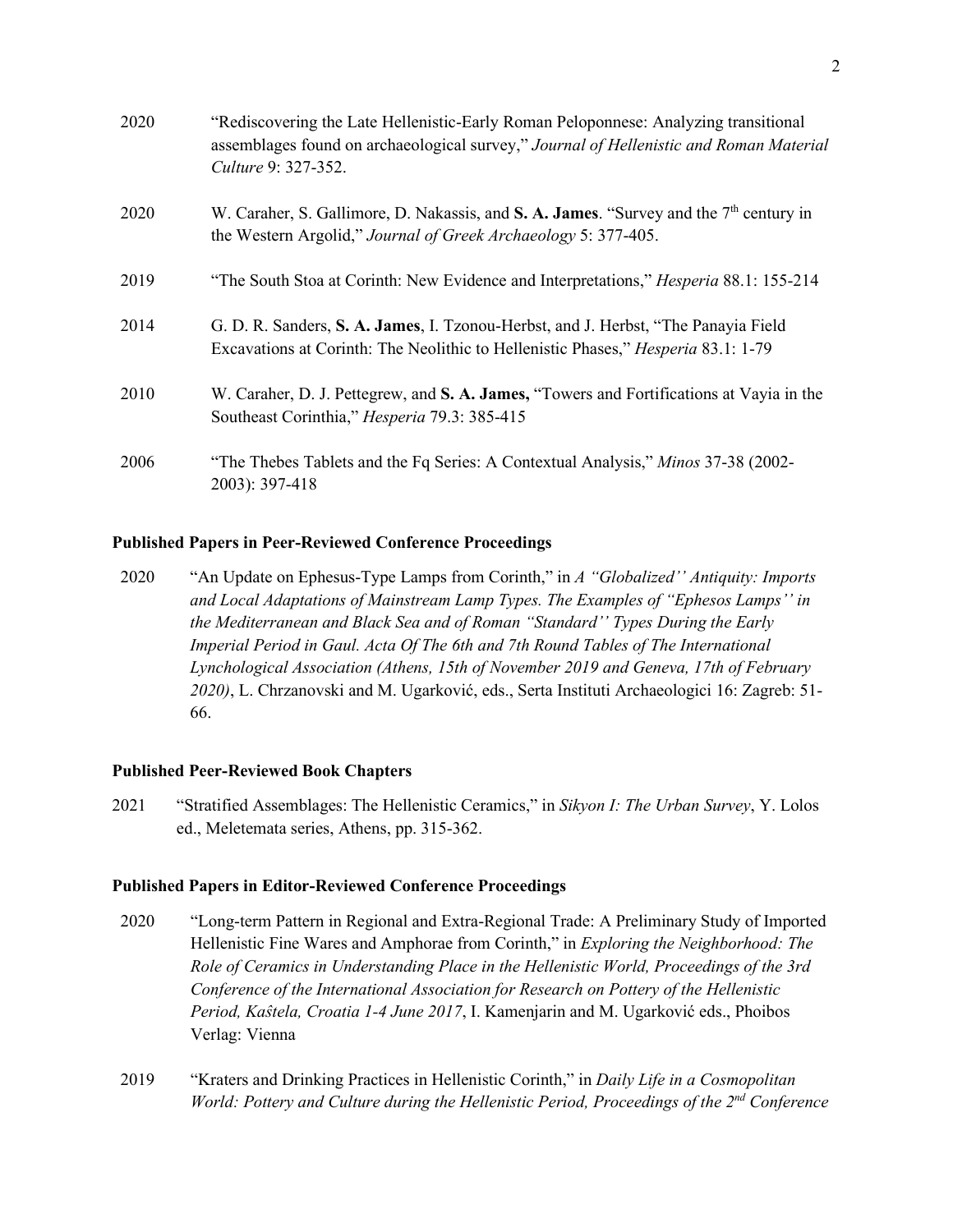2020 "Rediscovering the Late Hellenistic-Early Roman Peloponnese: Analyzing transitional assemblages found on archaeological survey," *Journal of Hellenistic and Roman Material Culture* 9: 327-352.

2020 W. Caraher, S. Gallimore, D. Nakassis, and **S. A. James**. "Survey and the 7th century in the Western Argolid," *Journal of Greek Archaeology* 5: 377-405.

2019 "The South Stoa at Corinth: New Evidence and Interpretations," *Hesperia* 88.1: 155-214

2014 G. D. R. Sanders, **S. A. James**, I. Tzonou-Herbst, and J. Herbst, "The Panayia Field Excavations at Corinth: The Neolithic to Hellenistic Phases," *Hesperia* 83.1: 1-79

2010 W. Caraher, D. J. Pettegrew, and **S. A. James,** "Towers and Fortifications at Vayia in the Southeast Corinthia," *Hesperia* 79.3: 385-415

2006 "The Thebes Tablets and the Fq Series: A Contextual Analysis," *Minos* 37-38 (2002-2003): 397-418

**Published Papers in Peer-Reviewed Conference Proceedings**

2020 "An Update on Ephesus-Type Lamps from Corinth," in *A "Globalized'' Antiquity: Imports and Local Adaptations of Mainstream Lamp Types. The Examples of "Ephesos Lamps'' in the Mediterranean and Black Sea and of Roman "Standard'' Types During the Early Imperial Period in Gaul. Acta Of The 6th and 7th Round Tables of The International Lynchological Association (Athens, 15th of November 2019 and Geneva, 17th of February 2020)*, L. Chrzanovski and M. Ugarković, eds., Serta Instituti Archaeologici 16: Zagreb: 51-66.

**Published Peer-Reviewed Book Chapters**

2021 "Stratified Assemblages: The Hellenistic Ceramics," in *Sikyon I: The Urban Survey*, Y. Lolos ed., Meletemata series, Athens, pp. 315-362.

**Published Papers in Editor-Reviewed Conference Proceedings**

2020 "Long-term Pattern in Regional and Extra-Regional Trade: A Preliminary Study of Imported Hellenistic Fine Wares and Amphorae from Corinth," in *Exploring the Neighborhood: The Role of Ceramics in Understanding Place in the Hellenistic World, Proceedings of the 3rd Conference of the International Association for Research on Pottery of the Hellenistic Period, Kaŝtela, Croatia 1-4 June 2017*, I. Kamenjarin and M. Ugarković eds., Phoibos Verlag: Vienna

2019 "Kraters and Drinking Practices in Hellenistic Corinth," in *Daily Life in a Cosmopolitan World: Pottery and Culture during the Hellenistic Period, Proceedings of the 2nd Conference*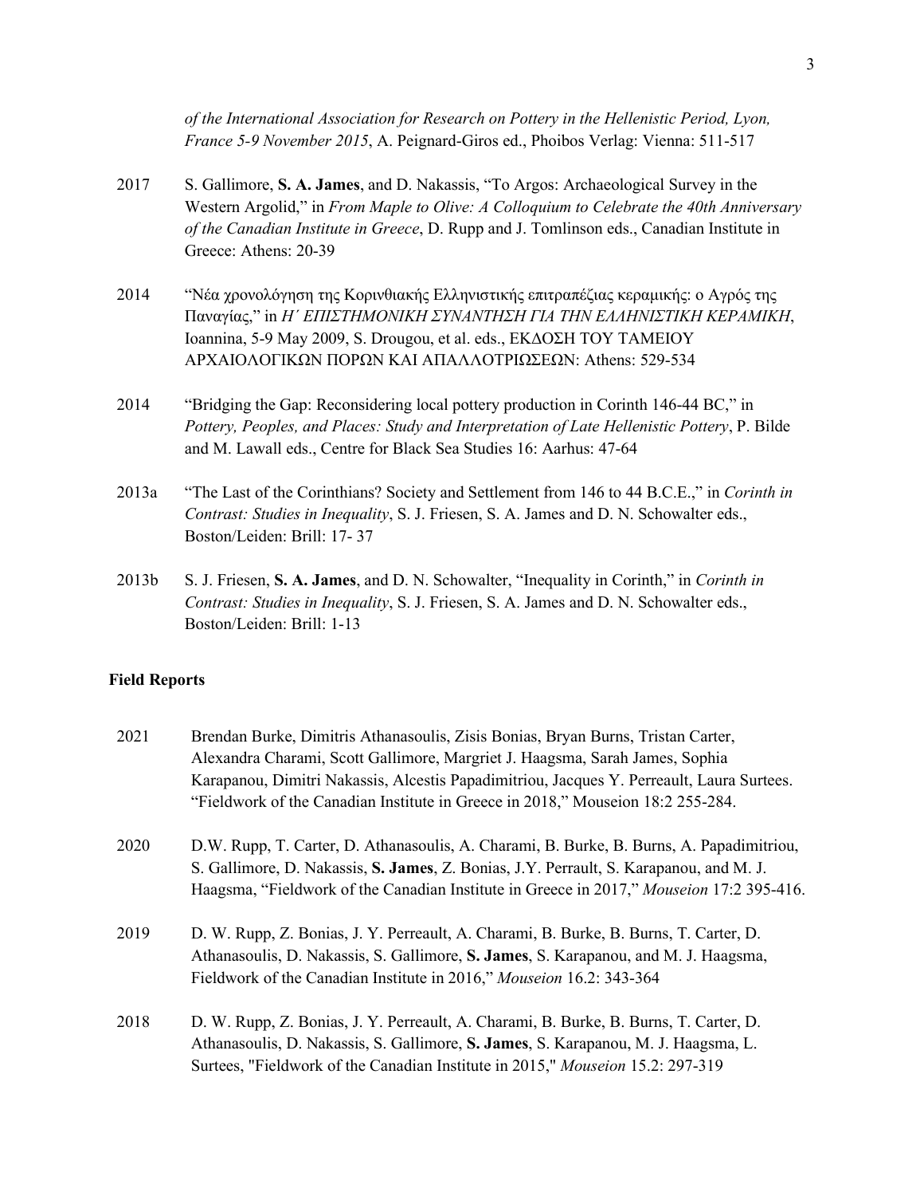*of the International Association for Research on Pottery in the Hellenistic Period, Lyon, France 5-9 November 2015*, A. Peignard-Giros ed., Phoibos Verlag: Vienna: 511-517

2017 S. Gallimore, **S. A. James**, and D. Nakassis, "To Argos: Archaeological Survey in the Western Argolid," in *From Maple to Olive: A Colloquium to Celebrate the 40th Anniversary of the Canadian Institute in Greece*, D. Rupp and J. Tomlinson eds., Canadian Institute in Greece: Athens: 20-39

2014 "Νέα χρονολόγηση της Κορινθιακής Ελληνιστικής επιτραπέζιας κεραμικής: ο Αγρός της Παναγίας," in *Η΄ ΕΠΙΣΤΗΜΟΝΙΚΗ ΣΥΝΑΝΤΗΣΗ ΓΙΑ ΤΗΝ ΕΛΛΗΝΙΣΤΙΚΗ ΚΕΡΑΜΙΚΗ*, Ioannina, 5-9 May 2009, S. Drougou, et al. eds., ΕΚΔΟΣΗ ΤΟΥ ΤΑΜΕΙΟΥ ΑΡΧΑΙΟΛΟΓΙΚΩΝ ΠΟΡΩΝ ΚΑΙ ΑΠΑΛΛΟΤΡΙΩΣΕΩΝ: Athens: 529-534

2014 "Bridging the Gap: Reconsidering local pottery production in Corinth 146-44 BC," in *Pottery, Peoples, and Places: Study and Interpretation of Late Hellenistic Pottery*, P. Bilde and M. Lawall eds., Centre for Black Sea Studies 16: Aarhus: 47-64

2013a "The Last of the Corinthians? Society and Settlement from 146 to 44 B.C.E.," in *Corinth in Contrast: Studies in Inequality*, S. J. Friesen, S. A. James and D. N. Schowalter eds., Boston/Leiden: Brill: 17- 37

2013b S. J. Friesen, **S. A. James**, and D. N. Schowalter, "Inequality in Corinth," in *Corinth in Contrast: Studies in Inequality*, S. J. Friesen, S. A. James and D. N. Schowalter eds., Boston/Leiden: Brill: 1-13

**Field Reports**

2021 Brendan Burke, Dimitris Athanasoulis, Zisis Bonias, Bryan Burns, Tristan Carter, Alexandra Charami, Scott Gallimore, Margriet J. Haagsma, Sarah James, Sophia Karapanou, Dimitri Nakassis, Alcestis Papadimitriou, Jacques Y. Perreault, Laura Surtees. "Fieldwork of the Canadian Institute in Greece in 2018," Mouseion 18:2 255-284.

2020 D.W. Rupp, T. Carter, D. Athanasoulis, A. Charami, B. Burke, B. Burns, A. Papadimitriou, S. Gallimore, D. Nakassis, **S. James**, Z. Bonias, J.Y. Perrault, S. Karapanou, and M. J. Haagsma, "Fieldwork of the Canadian Institute in Greece in 2017," *Mouseion* 17:2 395-416.

2019 D. W. Rupp, Z. Bonias, J. Y. Perreault, A. Charami, B. Burke, B. Burns, T. Carter, D. Athanasoulis, D. Nakassis, S. Gallimore, **S. James**, S. Karapanou, and M. J. Haagsma, Fieldwork of the Canadian Institute in 2016," *Mouseion* 16.2: 343-364

2018 D. W. Rupp, Z. Bonias, J. Y. Perreault, A. Charami, B. Burke, B. Burns, T. Carter, D. Athanasoulis, D. Nakassis, S. Gallimore, **S. James**, S. Karapanou, M. J. Haagsma, L. Surtees, "Fieldwork of the Canadian Institute in 2015," *Mouseion* 15.2: 297-319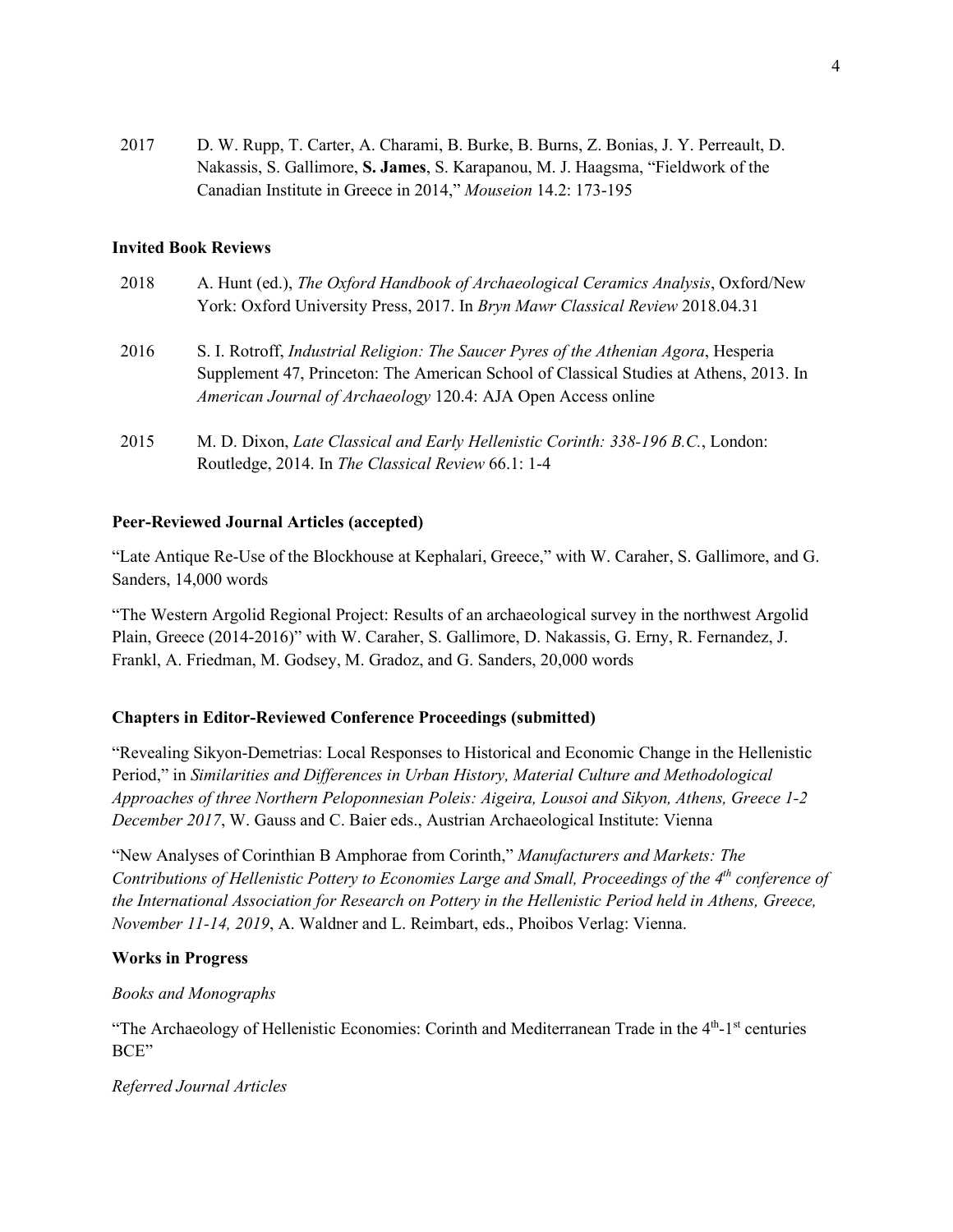2017 D. W. Rupp, T. Carter, A. Charami, B. Burke, B. Burns, Z. Bonias, J. Y. Perreault, D. Nakassis, S. Gallimore, **S. James**, S. Karapanou, M. J. Haagsma, "Fieldwork of the Canadian Institute in Greece in 2014," *Mouseion* 14.2: 173-195

**Invited Book Reviews**

2018 A. Hunt (ed.), *The Oxford Handbook of Archaeological Ceramics Analysis*, Oxford/New York: Oxford University Press, 2017. In *Bryn Mawr Classical Review* 2018.04.31

2016 S. I. Rotroff, *Industrial Religion: The Saucer Pyres of the Athenian Agora*, Hesperia Supplement 47, Princeton: The American School of Classical Studies at Athens, 2013. In *American Journal of Archaeology* 120.4: AJA Open Access online

2015 M. D. Dixon, *Late Classical and Early Hellenistic Corinth: 338-196 B.C.*, London: Routledge, 2014. In *The Classical Review* 66.1: 1-4

**Peer-Reviewed Journal Articles (accepted)**

"Late Antique Re-Use of the Blockhouse at Kephalari, Greece," with W. Caraher, S. Gallimore, and G. Sanders, 14,000 words

"The Western Argolid Regional Project: Results of an archaeological survey in the northwest Argolid Plain, Greece (2014-2016)" with W. Caraher, S. Gallimore, D. Nakassis, G. Erny, R. Fernandez, J. Frankl, A. Friedman, M. Godsey, M. Gradoz, and G. Sanders, 20,000 words

**Chapters in Editor-Reviewed Conference Proceedings (submitted)**

"Revealing Sikyon-Demetrias: Local Responses to Historical and Economic Change in the Hellenistic Period," in *Similarities and Differences in Urban History, Material Culture and Methodological Approaches of three Northern Peloponnesian Poleis: Aigeira, Lousoi and Sikyon, Athens, Greece 1-2 December 2017*, W. Gauss and C. Baier eds., Austrian Archaeological Institute: Vienna

"New Analyses of Corinthian B Amphorae from Corinth," *Manufacturers and Markets: The Contributions of Hellenistic Pottery to Economies Large and Small, Proceedings of the 4th conference of the International Association for Research on Pottery in the Hellenistic Period held in Athens, Greece, November 11-14, 2019*, A. Waldner and L. Reimbart, eds., Phoibos Verlag: Vienna.

**Works in Progress**

*Books and Monographs*

"The Archaeology of Hellenistic Economies: Corinth and Mediterranean Trade in the 4th-1st centuries BCE"

*Referred Journal Articles*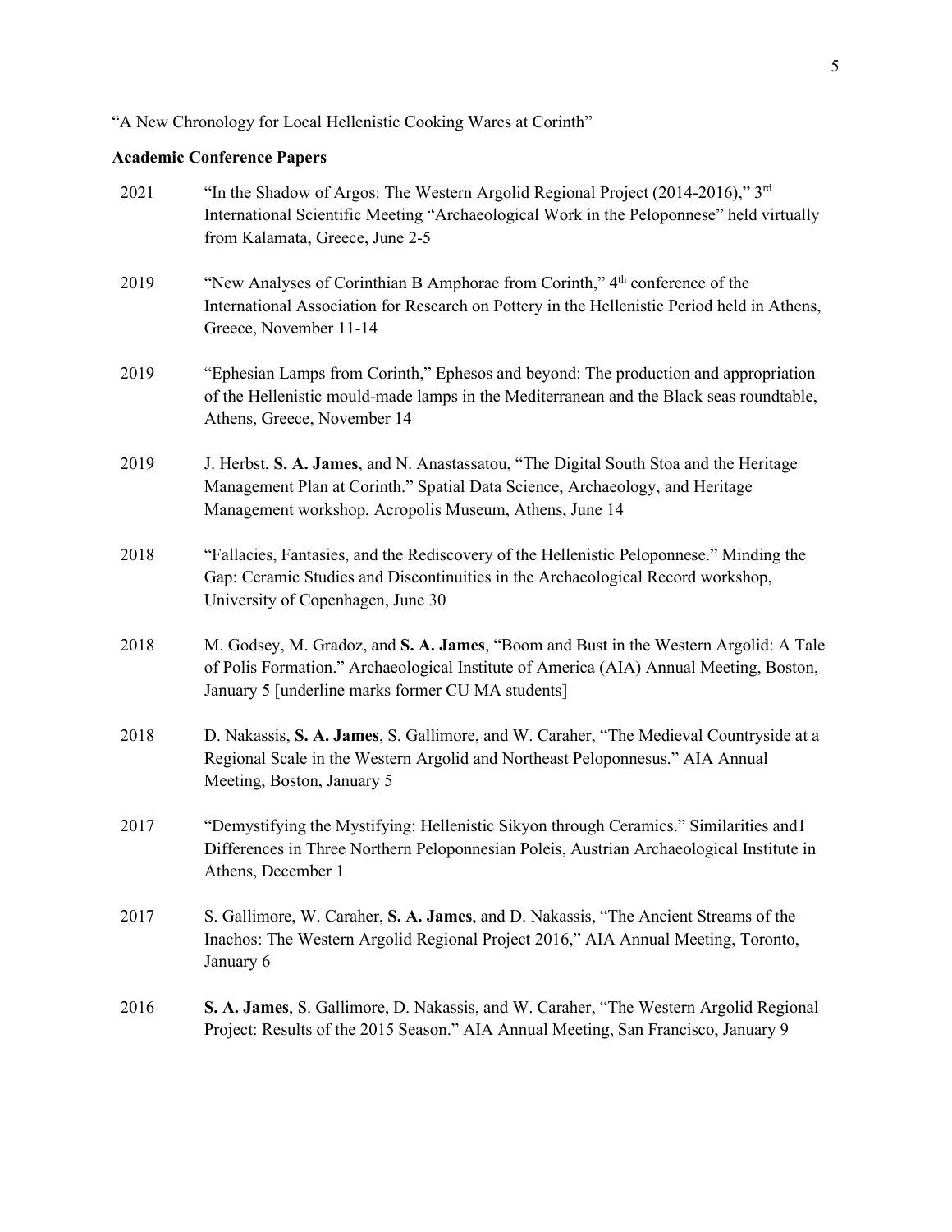"A New Chronology for Local Hellenistic Cooking Wares at Corinth"

**Academic Conference Papers**

2021 "In the Shadow of Argos: The Western Argolid Regional Project (2014-2016)," 3rd International Scientific Meeting "Archaeological Work in the Peloponnese" held virtually from Kalamata, Greece, June 2-5

2019 "New Analyses of Corinthian B Amphorae from Corinth," 4th conference of the International Association for Research on Pottery in the Hellenistic Period held in Athens, Greece, November 11-14

2019 "Ephesian Lamps from Corinth," Ephesos and beyond: The production and appropriation of the Hellenistic mould-made lamps in the Mediterranean and the Black seas roundtable, Athens, Greece, November 14

2019 J. Herbst, **S. A. James**, and N. Anastassatou, "The Digital South Stoa and the Heritage Management Plan at Corinth." Spatial Data Science, Archaeology, and Heritage Management workshop, Acropolis Museum, Athens, June 14

2018 "Fallacies, Fantasies, and the Rediscovery of the Hellenistic Peloponnese." Minding the Gap: Ceramic Studies and Discontinuities in the Archaeological Record workshop, University of Copenhagen, June 30

2018 M. Godsey, M. Gradoz, and **S. A. James**, "Boom and Bust in the Western Argolid: A Tale of Polis Formation." Archaeological Institute of America (AIA) Annual Meeting, Boston, January 5 [underline marks former CU MA students]

2018 D. Nakassis, **S. A. James**, S. Gallimore, and W. Caraher, "The Medieval Countryside at a Regional Scale in the Western Argolid and Northeast Peloponnesus." AIA Annual Meeting, Boston, January 5

2017 "Demystifying the Mystifying: Hellenistic Sikyon through Ceramics." Similarities and1 Differences in Three Northern Peloponnesian Poleis, Austrian Archaeological Institute in Athens, December 1

2017 S. Gallimore, W. Caraher, **S. A. James**, and D. Nakassis, "The Ancient Streams of the Inachos: The Western Argolid Regional Project 2016," AIA Annual Meeting, Toronto, January 6

2016 **S. A. James**, S. Gallimore, D. Nakassis, and W. Caraher, "The Western Argolid Regional Project: Results of the 2015 Season." AIA Annual Meeting, San Francisco, January 9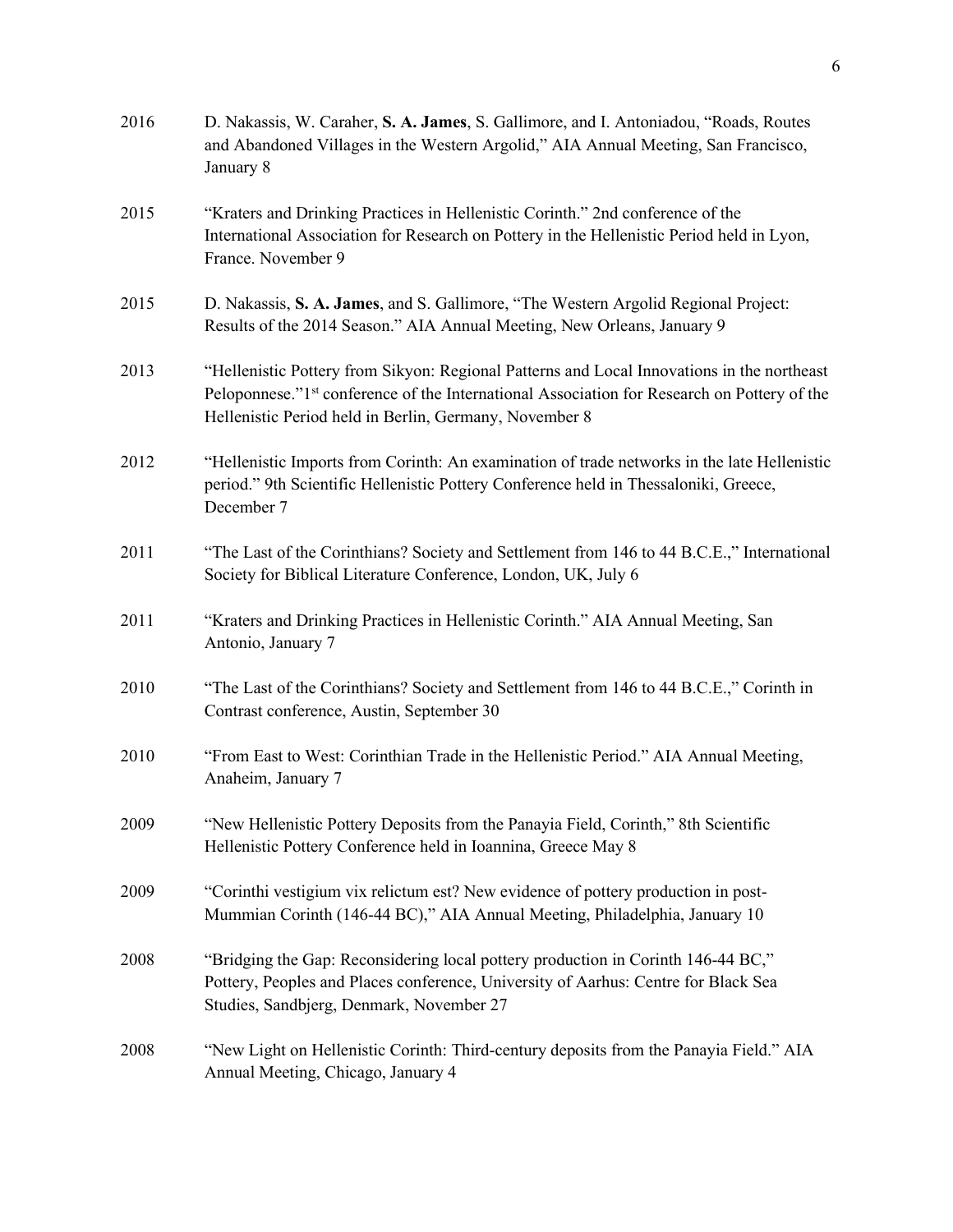2016 D. Nakassis, W. Caraher, **S. A. James**, S. Gallimore, and I. Antoniadou, "Roads, Routes and Abandoned Villages in the Western Argolid," AIA Annual Meeting, San Francisco, January 8

2015 "Kraters and Drinking Practices in Hellenistic Corinth." 2nd conference of the International Association for Research on Pottery in the Hellenistic Period held in Lyon, France. November 9

2015 D. Nakassis, **S. A. James**, and S. Gallimore, "The Western Argolid Regional Project: Results of the 2014 Season." AIA Annual Meeting, New Orleans, January 9

2013 "Hellenistic Pottery from Sikyon: Regional Patterns and Local Innovations in the northeast Peloponnese."1st conference of the International Association for Research on Pottery of the Hellenistic Period held in Berlin, Germany, November 8

2012 "Hellenistic Imports from Corinth: An examination of trade networks in the late Hellenistic period." 9th Scientific Hellenistic Pottery Conference held in Thessaloniki, Greece, December 7

2011 "The Last of the Corinthians? Society and Settlement from 146 to 44 B.C.E.," International Society for Biblical Literature Conference, London, UK, July 6

2011 "Kraters and Drinking Practices in Hellenistic Corinth." AIA Annual Meeting, San Antonio, January 7

2010 "The Last of the Corinthians? Society and Settlement from 146 to 44 B.C.E.," Corinth in Contrast conference, Austin, September 30

2010 "From East to West: Corinthian Trade in the Hellenistic Period." AIA Annual Meeting, Anaheim, January 7

2009 "New Hellenistic Pottery Deposits from the Panayia Field, Corinth," 8th Scientific Hellenistic Pottery Conference held in Ioannina, Greece May 8

2009 "Corinthi vestigium vix relictum est? New evidence of pottery production in post-Mummian Corinth (146-44 BC)," AIA Annual Meeting, Philadelphia, January 10

2008 "Bridging the Gap: Reconsidering local pottery production in Corinth 146-44 BC," Pottery, Peoples and Places conference, University of Aarhus: Centre for Black Sea Studies, Sandbjerg, Denmark, November 27

2008 "New Light on Hellenistic Corinth: Third-century deposits from the Panayia Field." AIA Annual Meeting, Chicago, January 4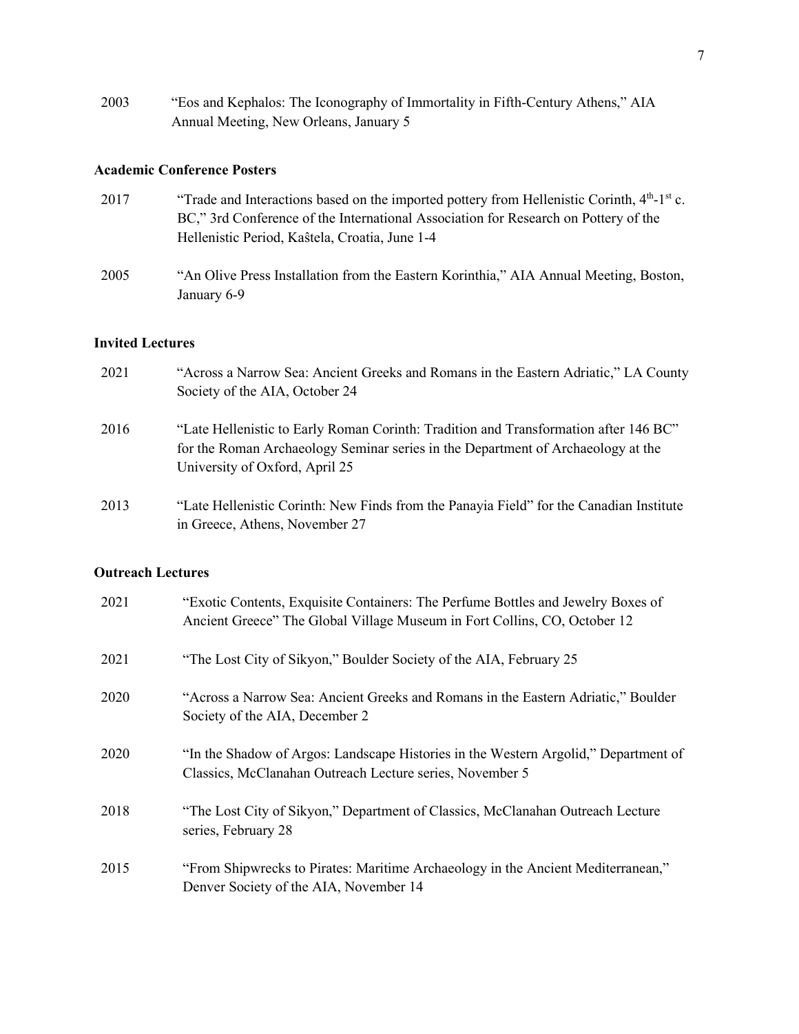2003 "Eos and Kephalos: The Iconography of Immortality in Fifth-Century Athens," AIA Annual Meeting, New Orleans, January 5

### Academic Conference Posters

2017 "Trade and Interactions based on the imported pottery from Hellenistic Corinth, 4th-1st c. BC," 3rd Conference of the International Association for Research on Pottery of the Hellenistic Period, Kaŝtela, Croatia, June 1-4

2005 "An Olive Press Installation from the Eastern Korinthia," AIA Annual Meeting, Boston, January 6-9

### Invited Lectures

2021 "Across a Narrow Sea: Ancient Greeks and Romans in the Eastern Adriatic," LA County Society of the AIA, October 24

2016 "Late Hellenistic to Early Roman Corinth: Tradition and Transformation after 146 BC" for the Roman Archaeology Seminar series in the Department of Archaeology at the University of Oxford, April 25

2013 "Late Hellenistic Corinth: New Finds from the Panayia Field" for the Canadian Institute in Greece, Athens, November 27

### Outreach Lectures

2021 "Exotic Contents, Exquisite Containers: The Perfume Bottles and Jewelry Boxes of Ancient Greece" The Global Village Museum in Fort Collins, CO, October 12

2021 "The Lost City of Sikyon," Boulder Society of the AIA, February 25

2020 "Across a Narrow Sea: Ancient Greeks and Romans in the Eastern Adriatic," Boulder Society of the AIA, December 2

2020 "In the Shadow of Argos: Landscape Histories in the Western Argolid," Department of Classics, McClanahan Outreach Lecture series, November 5

2018 "The Lost City of Sikyon," Department of Classics, McClanahan Outreach Lecture series, February 28

2015 "From Shipwrecks to Pirates: Maritime Archaeology in the Ancient Mediterranean," Denver Society of the AIA, November 14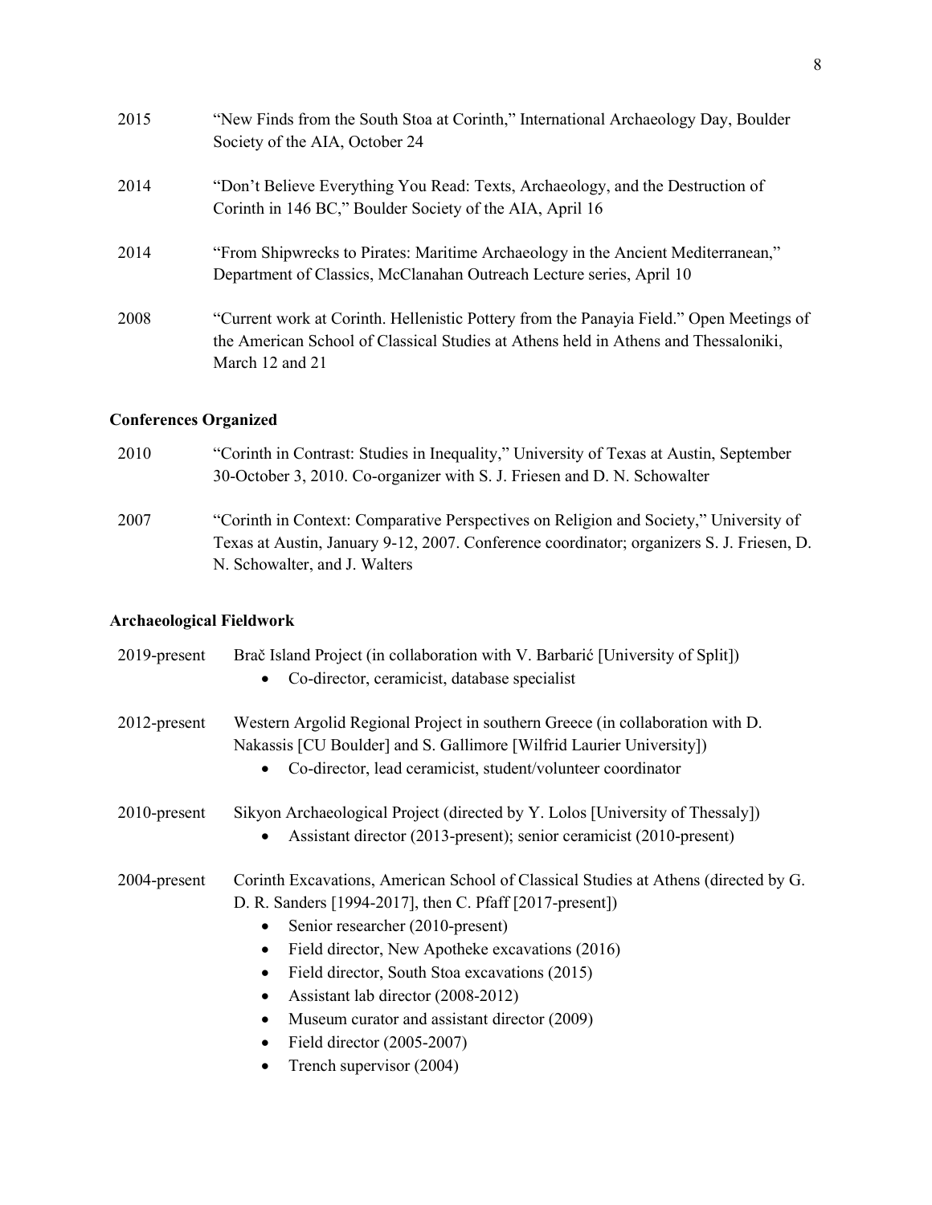2015 “New Finds from the South Stoa at Corinth,” International Archaeology Day, Boulder Society of the AIA, October 24

2014 “Don’t Believe Everything You Read: Texts, Archaeology, and the Destruction of Corinth in 146 BC,” Boulder Society of the AIA, April 16

2014 “From Shipwrecks to Pirates: Maritime Archaeology in the Ancient Mediterranean,” Department of Classics, McClanahan Outreach Lecture series, April 10

2008 “Current work at Corinth. Hellenistic Pottery from the Panayia Field.” Open Meetings of the American School of Classical Studies at Athens held in Athens and Thessaloniki, March 12 and 21

**Conferences Organized**

2010 “Corinth in Contrast: Studies in Inequality,” University of Texas at Austin, September 30-October 3, 2010. Co-organizer with S. J. Friesen and D. N. Schowalter

2007 “Corinth in Context: Comparative Perspectives on Religion and Society,” University of Texas at Austin, January 9-12, 2007. Conference coordinator; organizers S. J. Friesen, D. N. Schowalter, and J. Walters

**Archaeological Fieldwork**

2019-present Brač Island Project (in collaboration with V. Barbarić [University of Split])
- Co-director, ceramicist, database specialist

2012-present Western Argolid Regional Project in southern Greece (in collaboration with D. Nakassis [CU Boulder] and S. Gallimore [Wilfrid Laurier University])
- Co-director, lead ceramicist, student/volunteer coordinator

2010-present Sikyon Archaeological Project (directed by Y. Lolos [University of Thessaly])
- Assistant director (2013-present); senior ceramicist (2010-present)

2004-present Corinth Excavations, American School of Classical Studies at Athens (directed by G. D. R. Sanders [1994-2017], then C. Pfaff [2017-present])
- Senior researcher (2010-present)
- Field director, New Apotheke excavations (2016)
- Field director, South Stoa excavations (2015)
- Assistant lab director (2008-2012)
- Museum curator and assistant director (2009)
- Field director (2005-2007)
- Trench supervisor (2004)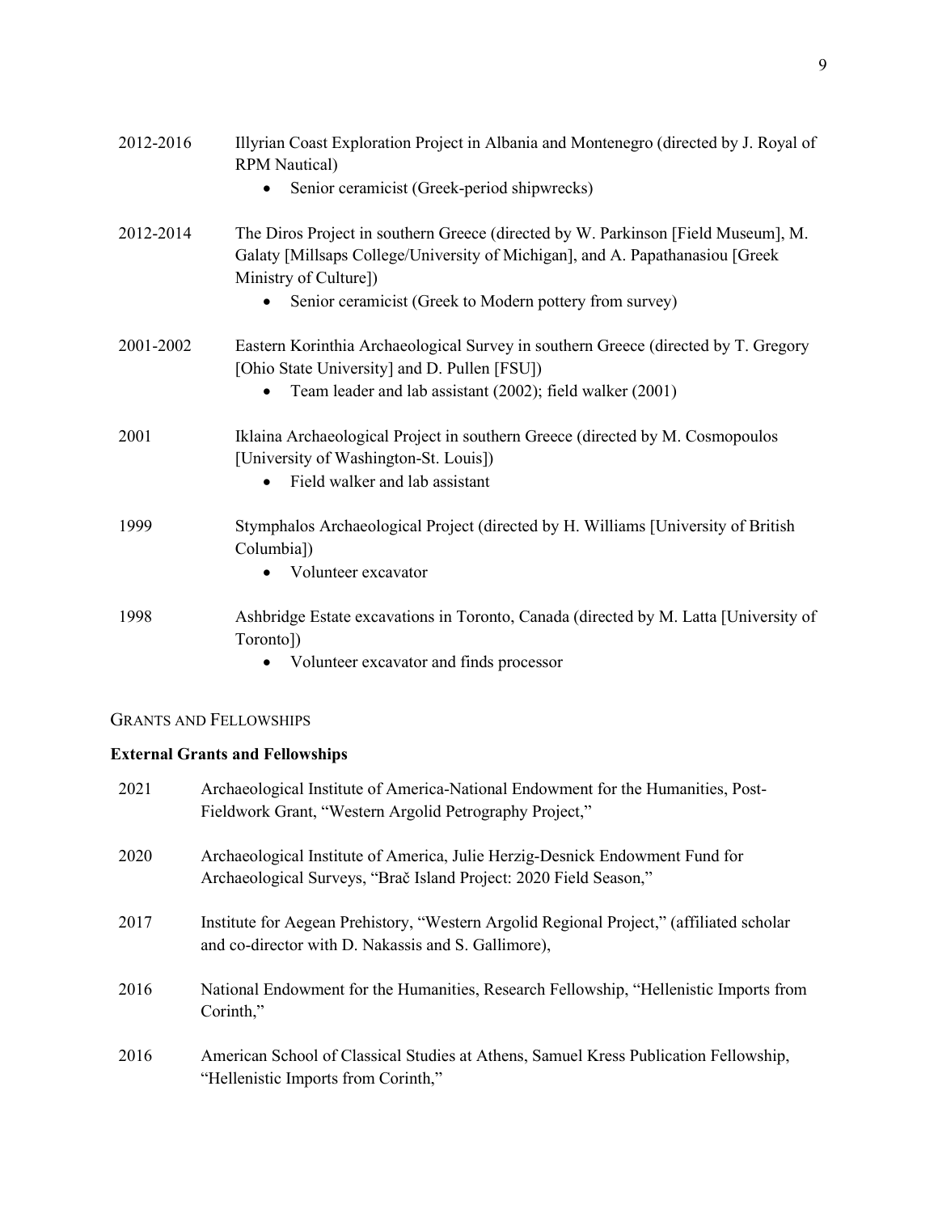2012-2016 Illyrian Coast Exploration Project in Albania and Montenegro (directed by J. Royal of RPM Nautical)

- Senior ceramicist (Greek-period shipwrecks)

2012-2014 The Diros Project in southern Greece (directed by W. Parkinson [Field Museum], M. Galaty [Millsaps College/University of Michigan], and A. Papathanasiou [Greek Ministry of Culture])

- Senior ceramicist (Greek to Modern pottery from survey)

2001-2002 Eastern Korinthia Archaeological Survey in southern Greece (directed by T. Gregory [Ohio State University] and D. Pullen [FSU])

- Team leader and lab assistant (2002); field walker (2001)

2001 Iklaina Archaeological Project in southern Greece (directed by M. Cosmopoulos [University of Washington-St. Louis])

- Field walker and lab assistant

1999 Stymphalos Archaeological Project (directed by H. Williams [University of British Columbia])

- Volunteer excavator

1998 Ashbridge Estate excavations in Toronto, Canada (directed by M. Latta [University of Toronto])

- Volunteer excavator and finds processor

## Grants and Fellowships

### External Grants and Fellowships

2021 Archaeological Institute of America-National Endowment for the Humanities, Post-Fieldwork Grant, "Western Argolid Petrography Project,"

2020 Archaeological Institute of America, Julie Herzig-Desnick Endowment Fund for Archaeological Surveys, "Brač Island Project: 2020 Field Season,"

2017 Institute for Aegean Prehistory, "Western Argolid Regional Project," (affiliated scholar and co-director with D. Nakassis and S. Gallimore),

2016 National Endowment for the Humanities, Research Fellowship, "Hellenistic Imports from Corinth,"

2016 American School of Classical Studies at Athens, Samuel Kress Publication Fellowship, "Hellenistic Imports from Corinth,"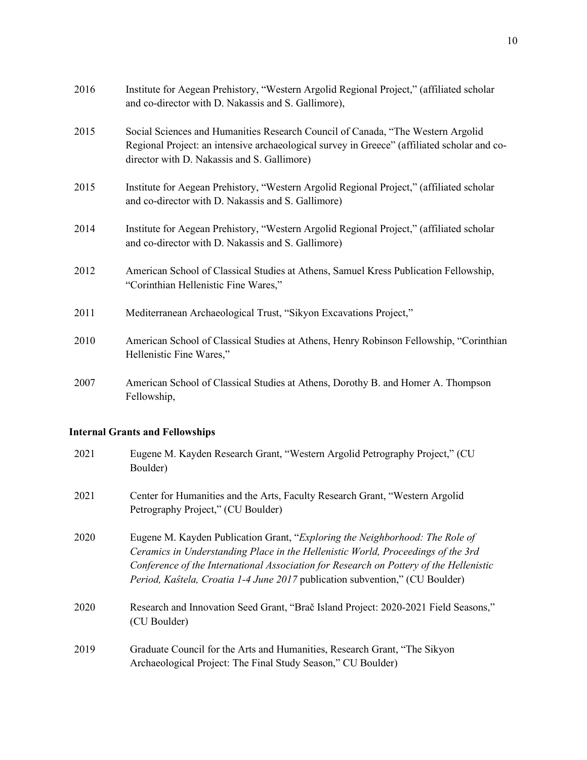2016 Institute for Aegean Prehistory, "Western Argolid Regional Project," (affiliated scholar and co-director with D. Nakassis and S. Gallimore),

2015 Social Sciences and Humanities Research Council of Canada, "The Western Argolid Regional Project: an intensive archaeological survey in Greece" (affiliated scholar and co-director with D. Nakassis and S. Gallimore)

2015 Institute for Aegean Prehistory, "Western Argolid Regional Project," (affiliated scholar and co-director with D. Nakassis and S. Gallimore)

2014 Institute for Aegean Prehistory, "Western Argolid Regional Project," (affiliated scholar and co-director with D. Nakassis and S. Gallimore)

2012 American School of Classical Studies at Athens, Samuel Kress Publication Fellowship, "Corinthian Hellenistic Fine Wares,"

2011 Mediterranean Archaeological Trust, "Sikyon Excavations Project,"

2010 American School of Classical Studies at Athens, Henry Robinson Fellowship, "Corinthian Hellenistic Fine Wares,"

2007 American School of Classical Studies at Athens, Dorothy B. and Homer A. Thompson Fellowship,

### Internal Grants and Fellowships

2021 Eugene M. Kayden Research Grant, "Western Argolid Petrography Project," (CU Boulder)

2021 Center for Humanities and the Arts, Faculty Research Grant, "Western Argolid Petrography Project," (CU Boulder)

2020 Eugene M. Kayden Publication Grant, "*Exploring the Neighborhood: The Role of Ceramics in Understanding Place in the Hellenistic World, Proceedings of the 3rd Conference of the International Association for Research on Pottery of the Hellenistic Period, Kaštela, Croatia 1-4 June 2017* publication subvention," (CU Boulder)

2020 Research and Innovation Seed Grant, "Brač Island Project: 2020-2021 Field Seasons," (CU Boulder)

2019 Graduate Council for the Arts and Humanities, Research Grant, "The Sikyon Archaeological Project: The Final Study Season," CU Boulder)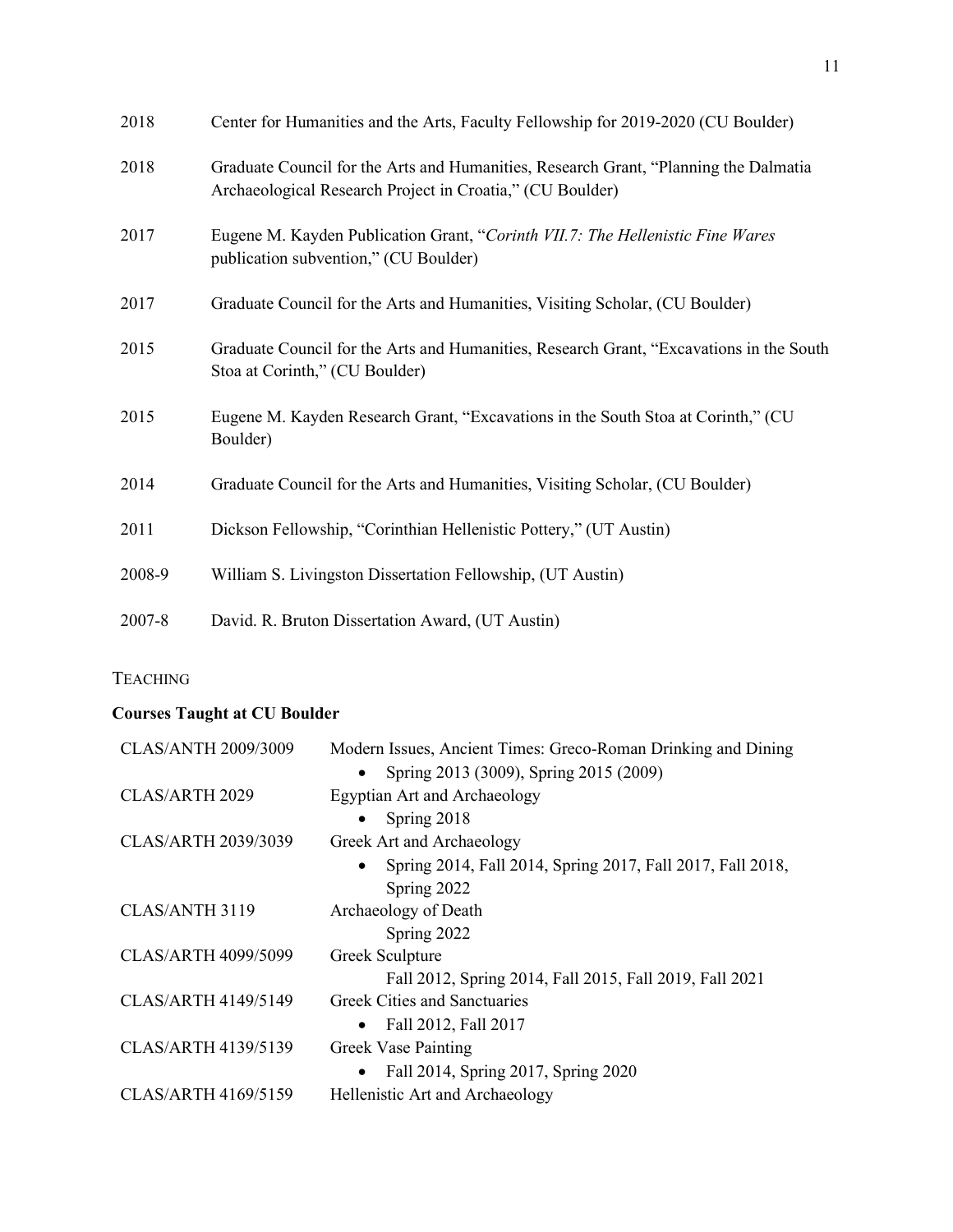| | |
|---|---|
| 2018 | Center for Humanities and the Arts, Faculty Fellowship for 2019-2020 (CU Boulder) |
| 2018 | Graduate Council for the Arts and Humanities, Research Grant, "Planning the Dalmatia Archaeological Research Project in Croatia," (CU Boulder) |
| 2017 | Eugene M. Kayden Publication Grant, "*Corinth VII.7: The Hellenistic Fine Wares* publication subvention," (CU Boulder) |
| 2017 | Graduate Council for the Arts and Humanities, Visiting Scholar, (CU Boulder) |
| 2015 | Graduate Council for the Arts and Humanities, Research Grant, "Excavations in the South Stoa at Corinth," (CU Boulder) |
| 2015 | Eugene M. Kayden Research Grant, "Excavations in the South Stoa at Corinth," (CU Boulder) |
| 2014 | Graduate Council for the Arts and Humanities, Visiting Scholar, (CU Boulder) |
| 2011 | Dickson Fellowship, "Corinthian Hellenistic Pottery," (UT Austin) |
| 2008-9 | William S. Livingston Dissertation Fellowship, (UT Austin) |
| 2007-8 | David. R. Bruton Dissertation Award, (UT Austin) |

## TEACHING

### Courses Taught at CU Boulder

CLAS/ANTH 2009/3009 — Modern Issues, Ancient Times: Greco-Roman Drinking and Dining
- Spring 2013 (3009), Spring 2015 (2009)

CLAS/ARTH 2029 — Egyptian Art and Archaeology
- Spring 2018

CLAS/ARTH 2039/3039 — Greek Art and Archaeology
- Spring 2014, Fall 2014, Spring 2017, Fall 2017, Fall 2018, Spring 2022

CLAS/ANTH 3119 — Archaeology of Death
  Spring 2022

CLAS/ARTH 4099/5099 — Greek Sculpture
  Fall 2012, Spring 2014, Fall 2015, Fall 2019, Fall 2021

CLAS/ARTH 4149/5149 — Greek Cities and Sanctuaries
- Fall 2012, Fall 2017

CLAS/ARTH 4139/5139 — Greek Vase Painting
- Fall 2014, Spring 2017, Spring 2020

CLAS/ARTH 4169/5159 — Hellenistic Art and Archaeology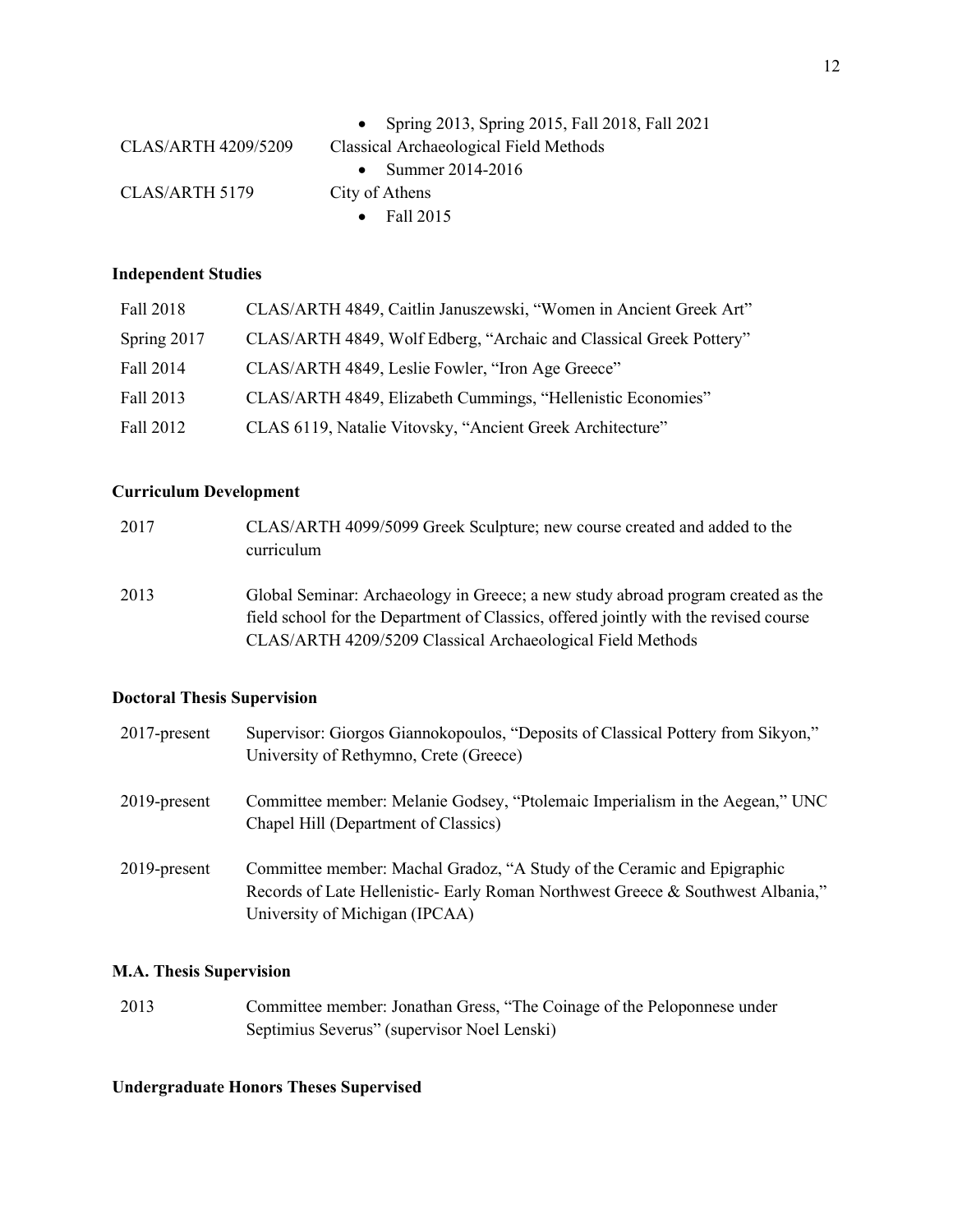- Spring 2013, Spring 2015, Fall 2018, Fall 2021

CLAS/ARTH 4209/5209 Classical Archaeological Field Methods

- Summer 2014-2016

CLAS/ARTH 5179 City of Athens

- Fall 2015

### Independent Studies

| | |
|---|---|
| Fall 2018 | CLAS/ARTH 4849, Caitlin Januszewski, "Women in Ancient Greek Art" |
| Spring 2017 | CLAS/ARTH 4849, Wolf Edberg, "Archaic and Classical Greek Pottery" |
| Fall 2014 | CLAS/ARTH 4849, Leslie Fowler, "Iron Age Greece" |
| Fall 2013 | CLAS/ARTH 4849, Elizabeth Cummings, "Hellenistic Economies" |
| Fall 2012 | CLAS 6119, Natalie Vitovsky, "Ancient Greek Architecture" |

### Curriculum Development

| | |
|---|---|
| 2017 | CLAS/ARTH 4099/5099 Greek Sculpture; new course created and added to the curriculum |
| 2013 | Global Seminar: Archaeology in Greece; a new study abroad program created as the field school for the Department of Classics, offered jointly with the revised course CLAS/ARTH 4209/5209 Classical Archaeological Field Methods |

### Doctoral Thesis Supervision

| | |
|---|---|
| 2017-present | Supervisor: Giorgos Giannokopoulos, "Deposits of Classical Pottery from Sikyon," University of Rethymno, Crete (Greece) |
| 2019-present | Committee member: Melanie Godsey, "Ptolemaic Imperialism in the Aegean," UNC Chapel Hill (Department of Classics) |
| 2019-present | Committee member: Machal Gradoz, "A Study of the Ceramic and Epigraphic Records of Late Hellenistic- Early Roman Northwest Greece & Southwest Albania," University of Michigan (IPCAA) |

### M.A. Thesis Supervision

| | |
|---|---|
| 2013 | Committee member: Jonathan Gress, "The Coinage of the Peloponnese under Septimius Severus" (supervisor Noel Lenski) |

### Undergraduate Honors Theses Supervised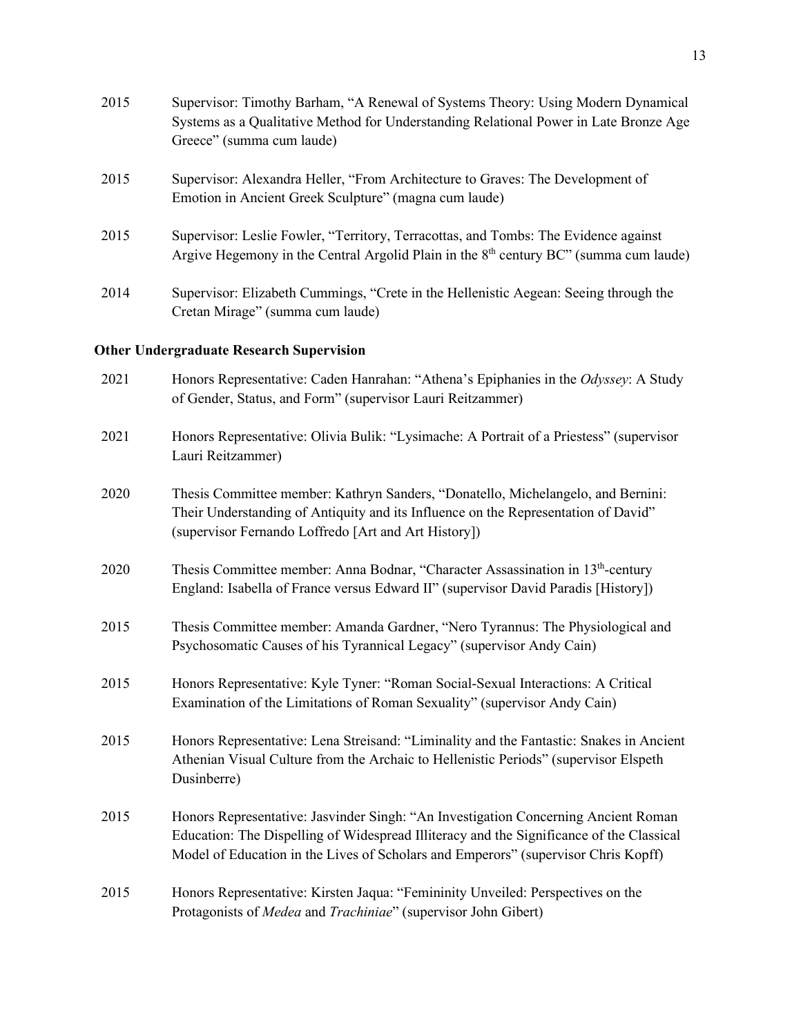2015 Supervisor: Timothy Barham, "A Renewal of Systems Theory: Using Modern Dynamical Systems as a Qualitative Method for Understanding Relational Power in Late Bronze Age Greece" (summa cum laude)

2015 Supervisor: Alexandra Heller, "From Architecture to Graves: The Development of Emotion in Ancient Greek Sculpture" (magna cum laude)

2015 Supervisor: Leslie Fowler, "Territory, Terracottas, and Tombs: The Evidence against Argive Hegemony in the Central Argolid Plain in the 8th century BC" (summa cum laude)

2014 Supervisor: Elizabeth Cummings, "Crete in the Hellenistic Aegean: Seeing through the Cretan Mirage" (summa cum laude)

**Other Undergraduate Research Supervision**

2021 Honors Representative: Caden Hanrahan: "Athena's Epiphanies in the *Odyssey*: A Study of Gender, Status, and Form" (supervisor Lauri Reitzammer)

2021 Honors Representative: Olivia Bulik: "Lysimache: A Portrait of a Priestess" (supervisor Lauri Reitzammer)

2020 Thesis Committee member: Kathryn Sanders, "Donatello, Michelangelo, and Bernini: Their Understanding of Antiquity and its Influence on the Representation of David" (supervisor Fernando Loffredo [Art and Art History])

2020 Thesis Committee member: Anna Bodnar, "Character Assassination in 13th-century England: Isabella of France versus Edward II" (supervisor David Paradis [History])

2015 Thesis Committee member: Amanda Gardner, "Nero Tyrannus: The Physiological and Psychosomatic Causes of his Tyrannical Legacy" (supervisor Andy Cain)

2015 Honors Representative: Kyle Tyner: "Roman Social-Sexual Interactions: A Critical Examination of the Limitations of Roman Sexuality" (supervisor Andy Cain)

2015 Honors Representative: Lena Streisand: "Liminality and the Fantastic: Snakes in Ancient Athenian Visual Culture from the Archaic to Hellenistic Periods" (supervisor Elspeth Dusinberre)

2015 Honors Representative: Jasvinder Singh: "An Investigation Concerning Ancient Roman Education: The Dispelling of Widespread Illiteracy and the Significance of the Classical Model of Education in the Lives of Scholars and Emperors" (supervisor Chris Kopff)

2015 Honors Representative: Kirsten Jaqua: "Femininity Unveiled: Perspectives on the Protagonists of *Medea* and *Trachiniae*" (supervisor John Gibert)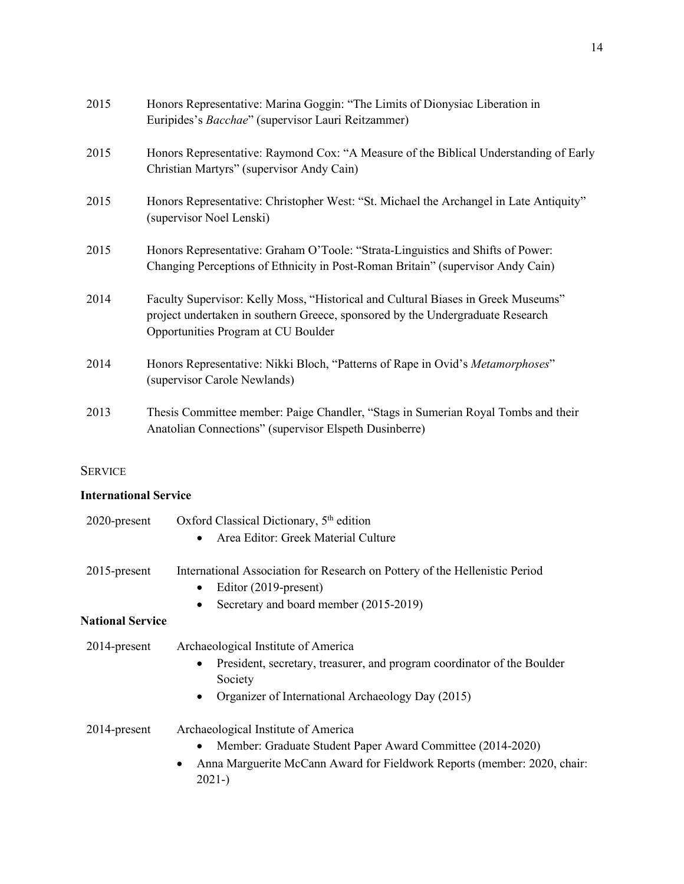2015 Honors Representative: Marina Goggin: "The Limits of Dionysiac Liberation in Euripides's *Bacchae*" (supervisor Lauri Reitzammer)

2015 Honors Representative: Raymond Cox: "A Measure of the Biblical Understanding of Early Christian Martyrs" (supervisor Andy Cain)

2015 Honors Representative: Christopher West: "St. Michael the Archangel in Late Antiquity" (supervisor Noel Lenski)

2015 Honors Representative: Graham O'Toole: "Strata-Linguistics and Shifts of Power: Changing Perceptions of Ethnicity in Post-Roman Britain" (supervisor Andy Cain)

2014 Faculty Supervisor: Kelly Moss, "Historical and Cultural Biases in Greek Museums" project undertaken in southern Greece, sponsored by the Undergraduate Research Opportunities Program at CU Boulder

2014 Honors Representative: Nikki Bloch, "Patterns of Rape in Ovid's *Metamorphoses*" (supervisor Carole Newlands)

2013 Thesis Committee member: Paige Chandler, "Stags in Sumerian Royal Tombs and their Anatolian Connections" (supervisor Elspeth Dusinberre)

## SERVICE

### International Service

2020-present Oxford Classical Dictionary, 5th edition
- Area Editor: Greek Material Culture

2015-present International Association for Research on Pottery of the Hellenistic Period
- Editor (2019-present)
- Secretary and board member (2015-2019)

### National Service

2014-present Archaeological Institute of America
- President, secretary, treasurer, and program coordinator of the Boulder Society
- Organizer of International Archaeology Day (2015)

2014-present Archaeological Institute of America
- Member: Graduate Student Paper Award Committee (2014-2020)
- Anna Marguerite McCann Award for Fieldwork Reports (member: 2020, chair: 2021-)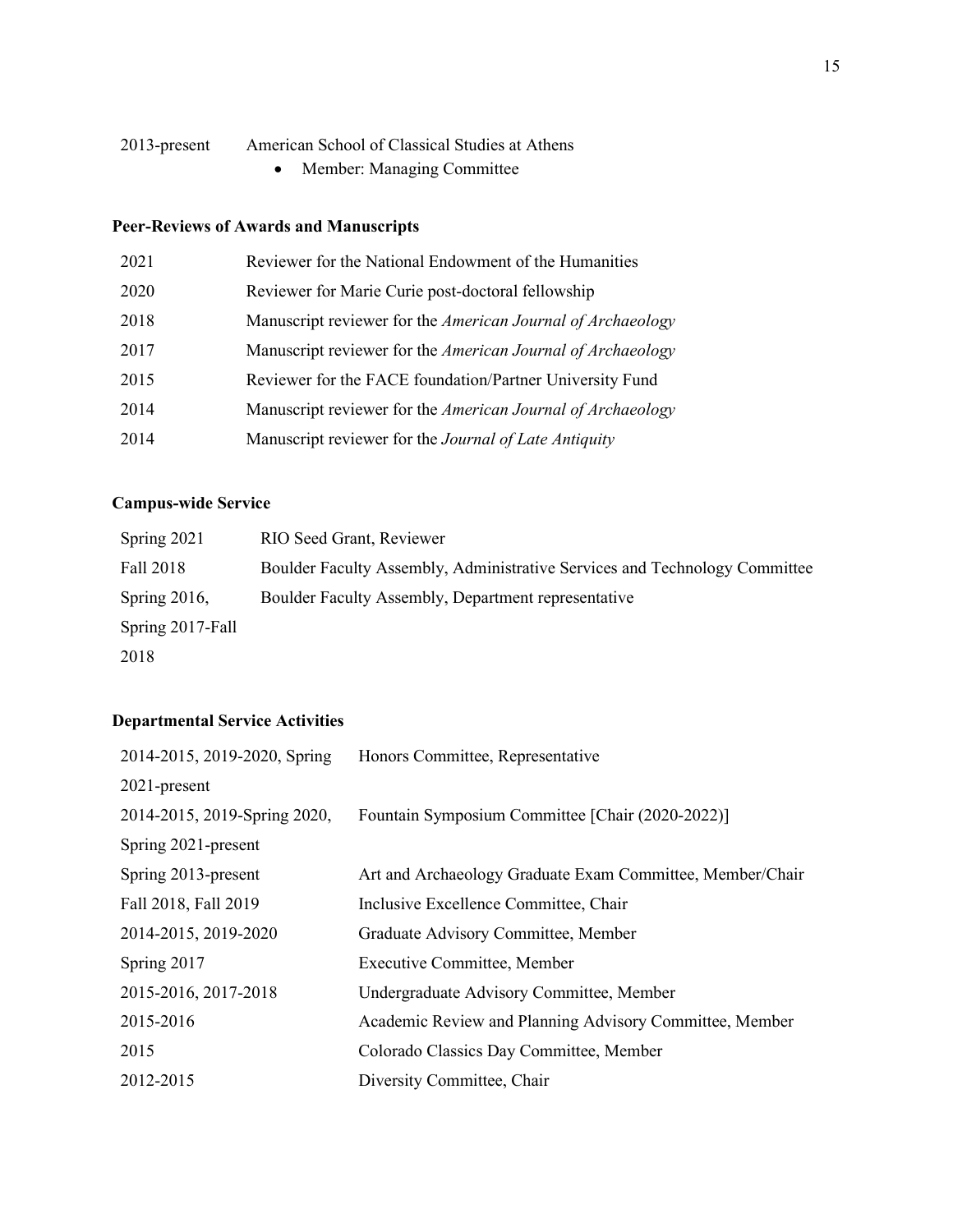2013-present American School of Classical Studies at Athens

- Member: Managing Committee

**Peer-Reviews of Awards and Manuscripts**

| | |
|---|---|
| 2021 | Reviewer for the National Endowment of the Humanities |
| 2020 | Reviewer for Marie Curie post-doctoral fellowship |
| 2018 | Manuscript reviewer for the *American Journal of Archaeology* |
| 2017 | Manuscript reviewer for the *American Journal of Archaeology* |
| 2015 | Reviewer for the FACE foundation/Partner University Fund |
| 2014 | Manuscript reviewer for the *American Journal of Archaeology* |
| 2014 | Manuscript reviewer for the *Journal of Late Antiquity* |

**Campus-wide Service**

| | |
|---|---|
| Spring 2021 | RIO Seed Grant, Reviewer |
| Fall 2018 | Boulder Faculty Assembly, Administrative Services and Technology Committee |
| Spring 2016, Spring 2017-Fall 2018 | Boulder Faculty Assembly, Department representative |

**Departmental Service Activities**

| | |
|---|---|
| 2014-2015, 2019-2020, Spring 2021-present | Honors Committee, Representative |
| 2014-2015, 2019-Spring 2020, Spring 2021-present | Fountain Symposium Committee [Chair (2020-2022)] |
| Spring 2013-present | Art and Archaeology Graduate Exam Committee, Member/Chair |
| Fall 2018, Fall 2019 | Inclusive Excellence Committee, Chair |
| 2014-2015, 2019-2020 | Graduate Advisory Committee, Member |
| Spring 2017 | Executive Committee, Member |
| 2015-2016, 2017-2018 | Undergraduate Advisory Committee, Member |
| 2015-2016 | Academic Review and Planning Advisory Committee, Member |
| 2015 | Colorado Classics Day Committee, Member |
| 2012-2015 | Diversity Committee, Chair |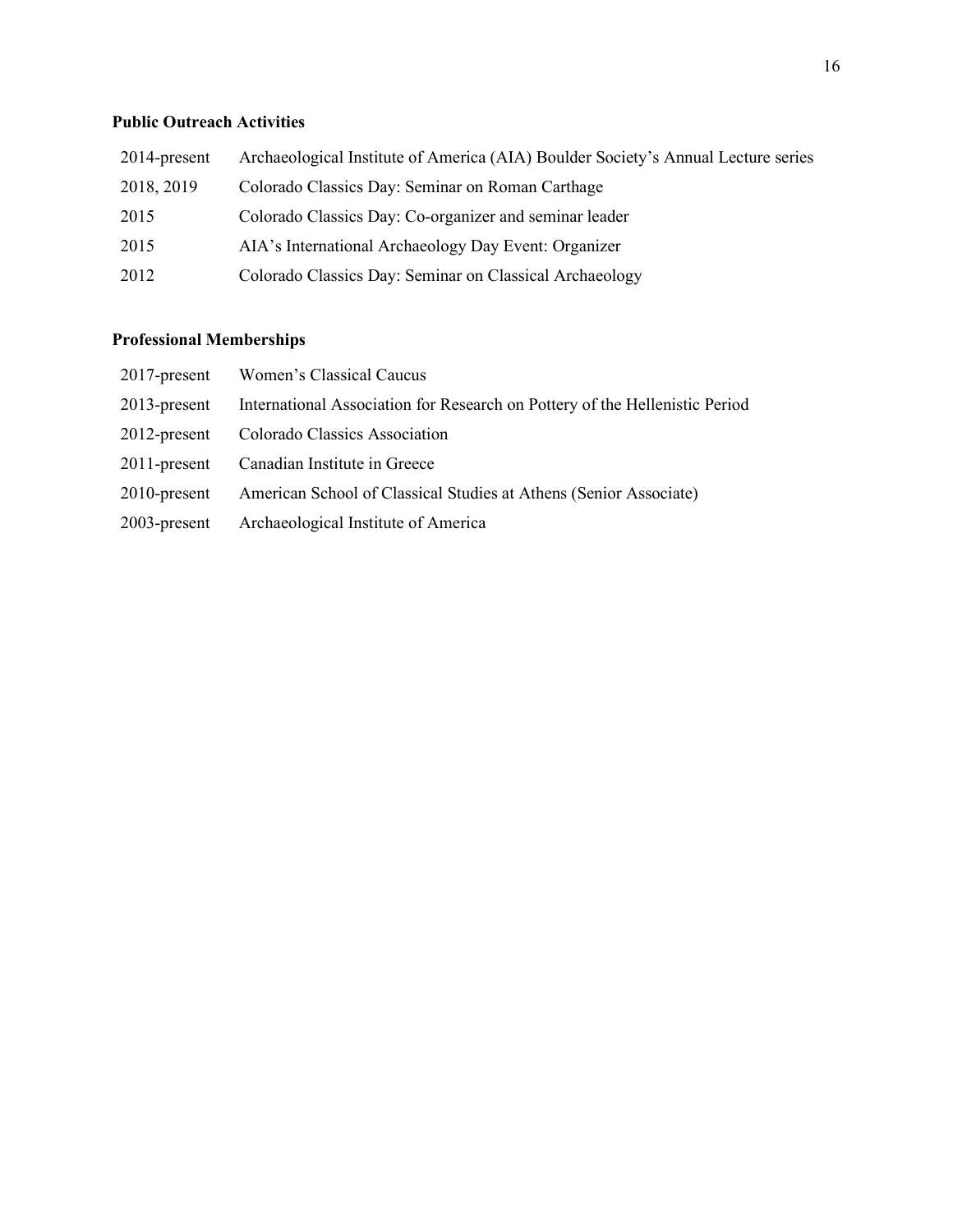## Public Outreach Activities

| | |
|---|---|
| 2014-present | Archaeological Institute of America (AIA) Boulder Society's Annual Lecture series |
| 2018, 2019 | Colorado Classics Day: Seminar on Roman Carthage |
| 2015 | Colorado Classics Day: Co-organizer and seminar leader |
| 2015 | AIA's International Archaeology Day Event: Organizer |
| 2012 | Colorado Classics Day: Seminar on Classical Archaeology |

## Professional Memberships

| | |
|---|---|
| 2017-present | Women's Classical Caucus |
| 2013-present | International Association for Research on Pottery of the Hellenistic Period |
| 2012-present | Colorado Classics Association |
| 2011-present | Canadian Institute in Greece |
| 2010-present | American School of Classical Studies at Athens (Senior Associate) |
| 2003-present | Archaeological Institute of America |